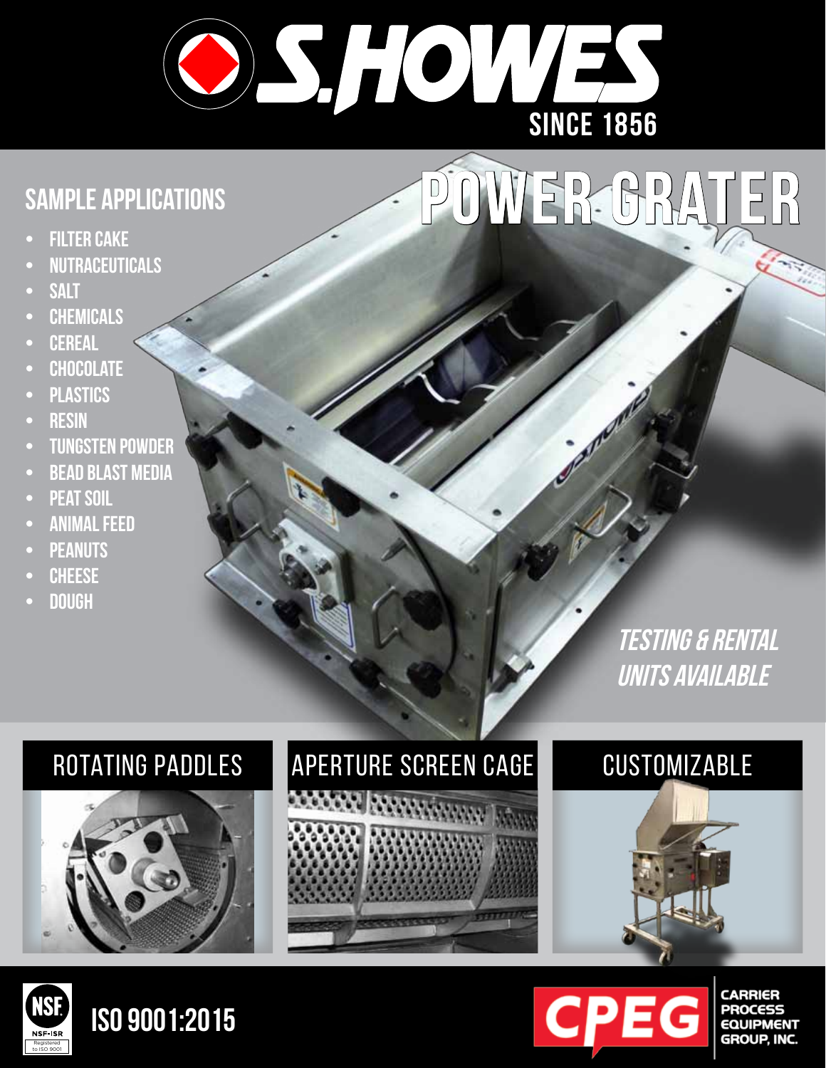# S.HOWES

SINCE 1856

# POWER GRATER

## SAMPLE APPLICATIONS

- FILTER CAKE
- NUTRACEUTICALS
- SALT
- CHEMICALS
- CEREAL
- CHOCOLATE
- PLASTICS
- RESIN
- TUNGSTEN POWDER
- BEAD BLAST MEDIA
- PEAT SOIL
- ANIMAL FEED
- PEANUTS
- CHEESE
- DOUGH

*TESTING & RENTAL UNITS AVAILABLE*

ROTATING PADDLES

APERTURE SCREEN CAGE

CUSTOMIZABLE

NSF NSF-ISR Registered to ISO 9001

ISO 9001:2015

CPEG CARRIER PROCESS EQUIPMENT GROUP, INC.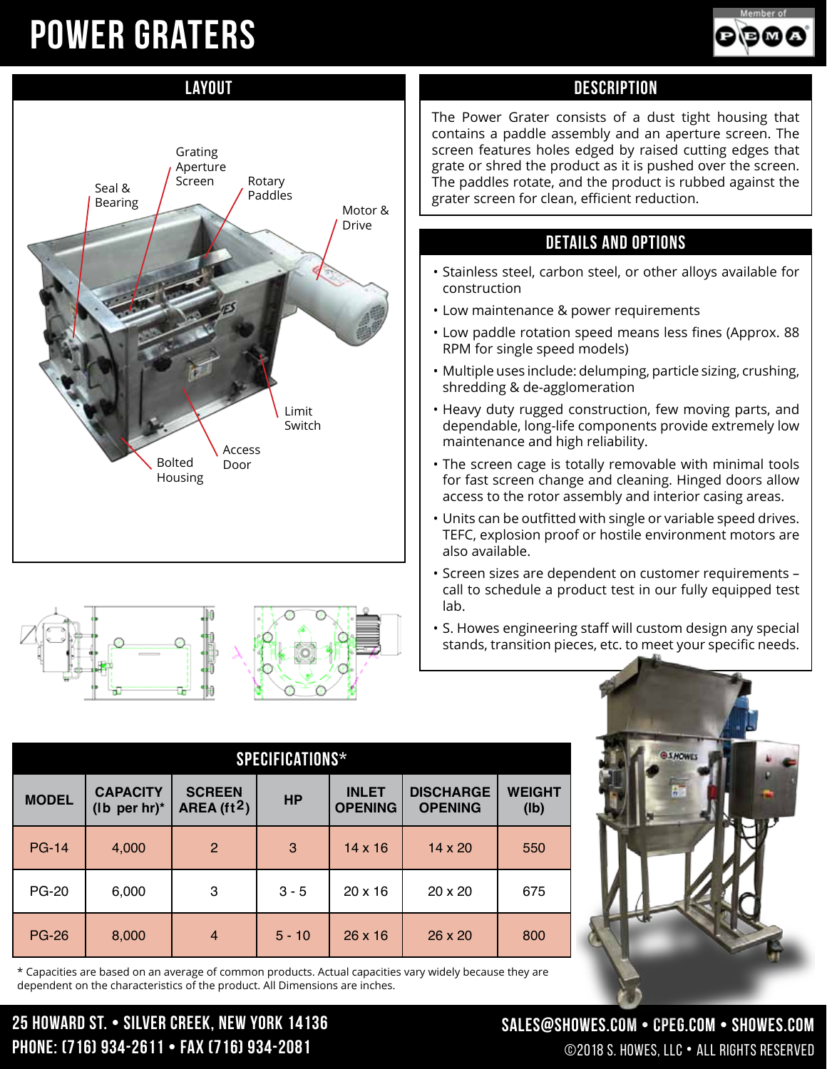# POWER GRATERS

## LAYOUT

Grating Aperture Screen

Seal & Bearing

Rotary Paddles

Motor & Drive

Limit Switch

Access Door

Bolted Housing

## DESCRIPTION

The Power Grater consists of a dust tight housing that contains a paddle assembly and an aperture screen. The screen features holes edged by raised cutting edges that grate or shred the product as it is pushed over the screen. The paddles rotate, and the product is rubbed against the grater screen for clean, efficient reduction.

## DETAILS AND OPTIONS

- Stainless steel, carbon steel, or other alloys available for construction
- Low maintenance & power requirements
- Low paddle rotation speed means less fines (Approx. 88 RPM for single speed models)
- Multiple uses include: delumping, particle sizing, crushing, shredding & de-agglomeration
- Heavy duty rugged construction, few moving parts, and dependable, long-life components provide extremely low maintenance and high reliability.
- The screen cage is totally removable with minimal tools for fast screen change and cleaning. Hinged doors allow access to the rotor assembly and interior casing areas.
- Units can be outfitted with single or variable speed drives. TEFC, explosion proof or hostile environment motors are also available.
- Screen sizes are dependent on customer requirements – call to schedule a product test in our fully equipped test lab.
- S. Howes engineering staff will custom design any special stands, transition pieces, etc. to meet your specific needs.

## SPECIFICATIONS*

| MODEL | CAPACITY (lb per hr)* | SCREEN AREA ($ft^2$) | HP | INLET OPENING | DISCHARGE OPENING | WEIGHT (lb) |
|---|---|---|---|---|---|---|
| PG-14 | 4,000 | 2 | 3 | 14 x 16 | 14 x 20 | 550 |
| PG-20 | 6,000 | 3 | 3 - 5 | 20 x 16 | 20 x 20 | 675 |
| PG-26 | 8,000 | 4 | 5 - 10 | 26 x 16 | 26 x 20 | 800 |

* Capacities are based on an average of common products. Actual capacities vary widely because they are dependent on the characteristics of the product. All Dimensions are inches.

25 HOWARD ST. • SILVER CREEK, NEW YORK 14136
PHONE: (716) 934-2611 • FAX (716) 934-2081

SALES@SHOWES.COM • CPEG.COM • SHOWES.COM
©2018 S. HOWES, LLC • ALL RIGHTS RESERVED